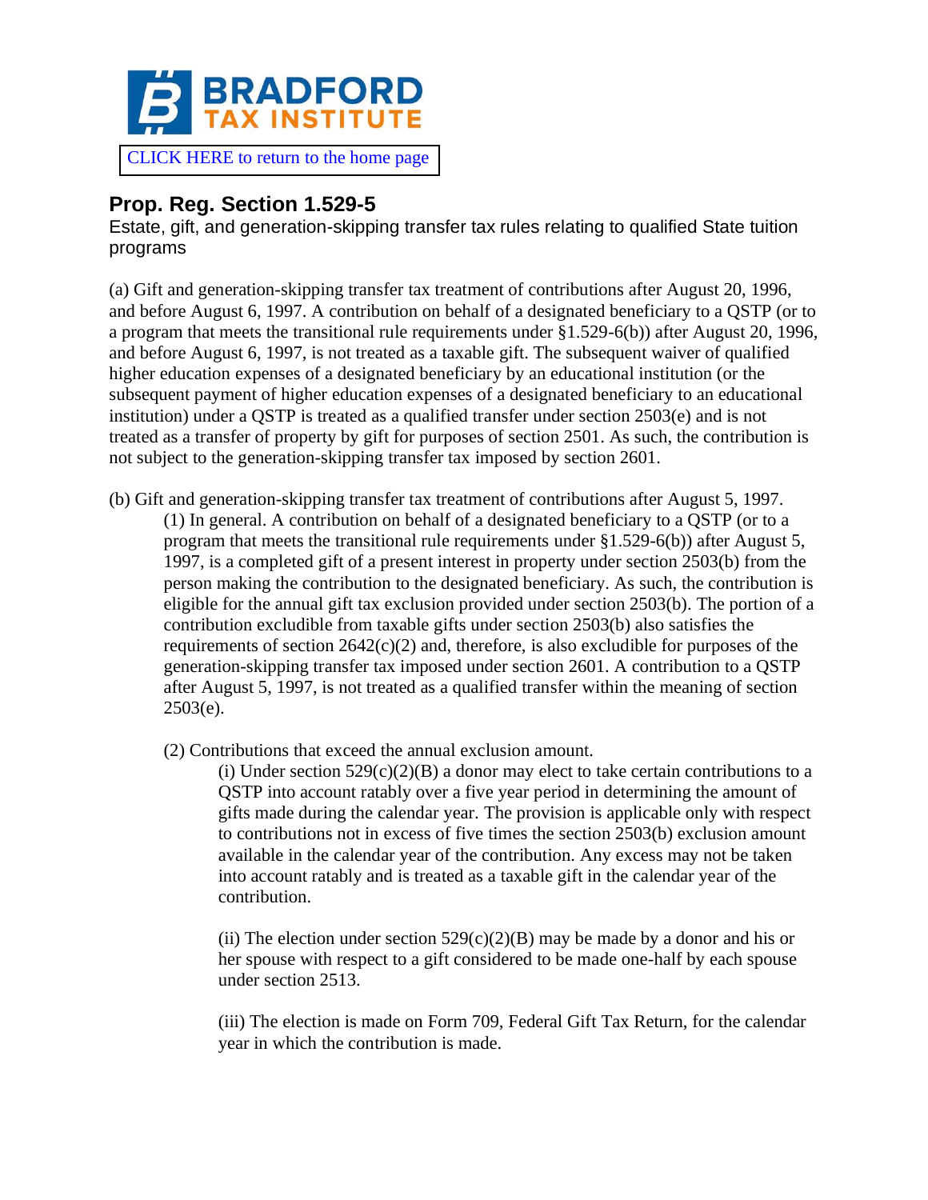BRADFORD TAX INSTITUTE

CLICK HERE to return to the home page

## Prop. Reg. Section 1.529-5

Estate, gift, and generation-skipping transfer tax rules relating to qualified State tuition programs

(a) Gift and generation-skipping transfer tax treatment of contributions after August 20, 1996, and before August 6, 1997. A contribution on behalf of a designated beneficiary to a QSTP (or to a program that meets the transitional rule requirements under §1.529-6(b)) after August 20, 1996, and before August 6, 1997, is not treated as a taxable gift. The subsequent waiver of qualified higher education expenses of a designated beneficiary by an educational institution (or the subsequent payment of higher education expenses of a designated beneficiary to an educational institution) under a QSTP is treated as a qualified transfer under section 2503(e) and is not treated as a transfer of property by gift for purposes of section 2501. As such, the contribution is not subject to the generation-skipping transfer tax imposed by section 2601.

(b) Gift and generation-skipping transfer tax treatment of contributions after August 5, 1997.

(1) In general. A contribution on behalf of a designated beneficiary to a QSTP (or to a program that meets the transitional rule requirements under §1.529-6(b)) after August 5, 1997, is a completed gift of a present interest in property under section 2503(b) from the person making the contribution to the designated beneficiary. As such, the contribution is eligible for the annual gift tax exclusion provided under section 2503(b). The portion of a contribution excludible from taxable gifts under section 2503(b) also satisfies the requirements of section 2642(c)(2) and, therefore, is also excludible for purposes of the generation-skipping transfer tax imposed under section 2601. A contribution to a QSTP after August 5, 1997, is not treated as a qualified transfer within the meaning of section 2503(e).

(2) Contributions that exceed the annual exclusion amount.

(i) Under section 529(c)(2)(B) a donor may elect to take certain contributions to a QSTP into account ratably over a five year period in determining the amount of gifts made during the calendar year. The provision is applicable only with respect to contributions not in excess of five times the section 2503(b) exclusion amount available in the calendar year of the contribution. Any excess may not be taken into account ratably and is treated as a taxable gift in the calendar year of the contribution.

(ii) The election under section 529(c)(2)(B) may be made by a donor and his or her spouse with respect to a gift considered to be made one-half by each spouse under section 2513.

(iii) The election is made on Form 709, Federal Gift Tax Return, for the calendar year in which the contribution is made.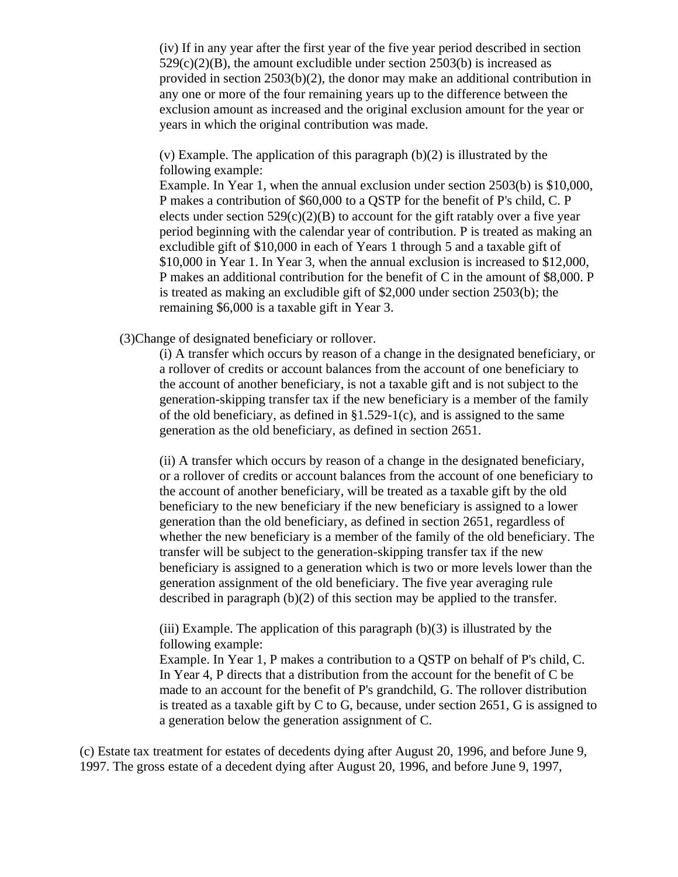(iv) If in any year after the first year of the five year period described in section 529(c)(2)(B), the amount excludible under section 2503(b) is increased as provided in section 2503(b)(2), the donor may make an additional contribution in any one or more of the four remaining years up to the difference between the exclusion amount as increased and the original exclusion amount for the year or years in which the original contribution was made.

(v) Example. The application of this paragraph (b)(2) is illustrated by the following example:

Example. In Year 1, when the annual exclusion under section 2503(b) is $10,000, P makes a contribution of $60,000 to a QSTP for the benefit of P's child, C. P elects under section 529(c)(2)(B) to account for the gift ratably over a five year period beginning with the calendar year of contribution. P is treated as making an excludible gift of $10,000 in each of Years 1 through 5 and a taxable gift of $10,000 in Year 1. In Year 3, when the annual exclusion is increased to $12,000, P makes an additional contribution for the benefit of C in the amount of $8,000. P is treated as making an excludible gift of $2,000 under section 2503(b); the remaining $6,000 is a taxable gift in Year 3.

(3)Change of designated beneficiary or rollover.

(i) A transfer which occurs by reason of a change in the designated beneficiary, or a rollover of credits or account balances from the account of one beneficiary to the account of another beneficiary, is not a taxable gift and is not subject to the generation-skipping transfer tax if the new beneficiary is a member of the family of the old beneficiary, as defined in §1.529-1(c), and is assigned to the same generation as the old beneficiary, as defined in section 2651.

(ii) A transfer which occurs by reason of a change in the designated beneficiary, or a rollover of credits or account balances from the account of one beneficiary to the account of another beneficiary, will be treated as a taxable gift by the old beneficiary to the new beneficiary if the new beneficiary is assigned to a lower generation than the old beneficiary, as defined in section 2651, regardless of whether the new beneficiary is a member of the family of the old beneficiary. The transfer will be subject to the generation-skipping transfer tax if the new beneficiary is assigned to a generation which is two or more levels lower than the generation assignment of the old beneficiary. The five year averaging rule described in paragraph (b)(2) of this section may be applied to the transfer.

(iii) Example. The application of this paragraph (b)(3) is illustrated by the following example:

Example. In Year 1, P makes a contribution to a QSTP on behalf of P's child, C. In Year 4, P directs that a distribution from the account for the benefit of C be made to an account for the benefit of P's grandchild, G. The rollover distribution is treated as a taxable gift by C to G, because, under section 2651, G is assigned to a generation below the generation assignment of C.

(c) Estate tax treatment for estates of decedents dying after August 20, 1996, and before June 9, 1997. The gross estate of a decedent dying after August 20, 1996, and before June 9, 1997,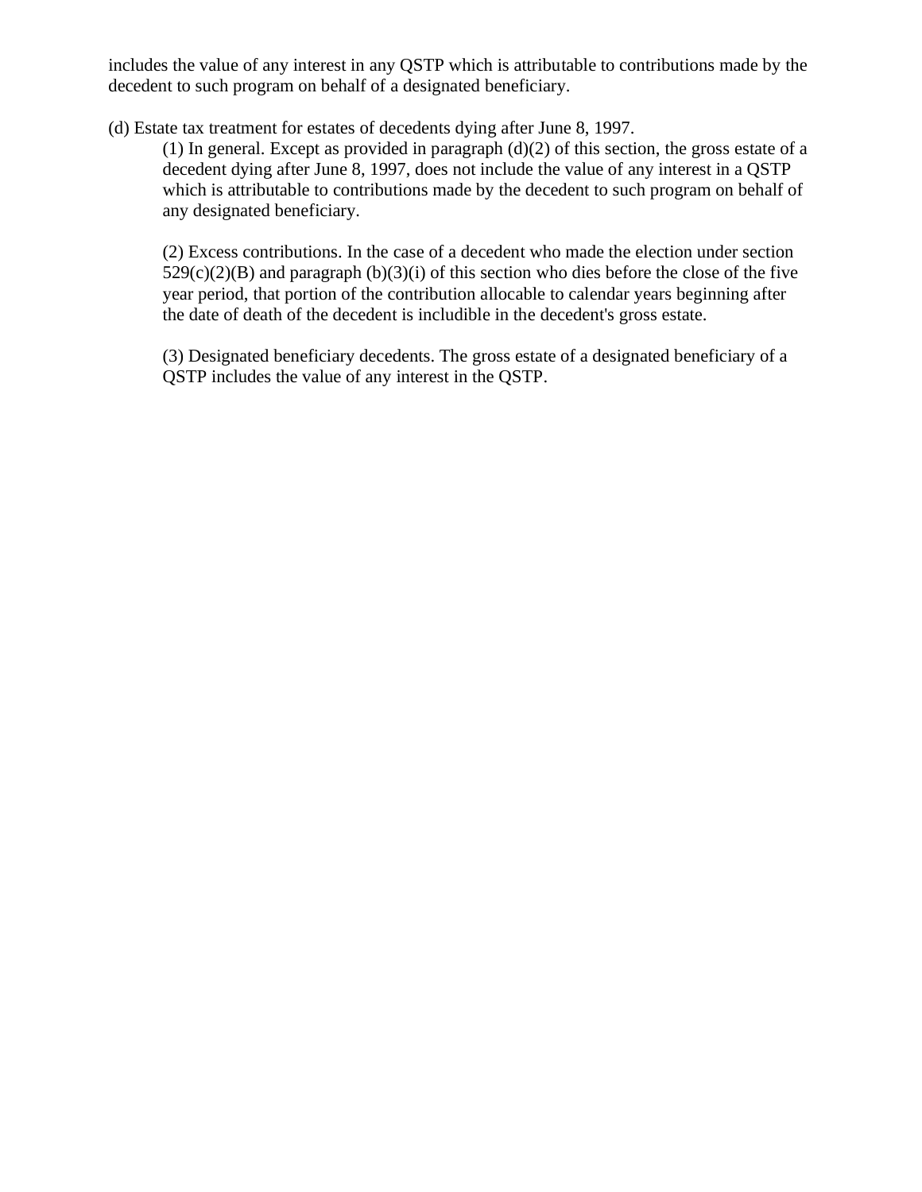includes the value of any interest in any QSTP which is attributable to contributions made by the decedent to such program on behalf of a designated beneficiary.

(d) Estate tax treatment for estates of decedents dying after June 8, 1997.

(1) In general. Except as provided in paragraph (d)(2) of this section, the gross estate of a decedent dying after June 8, 1997, does not include the value of any interest in a QSTP which is attributable to contributions made by the decedent to such program on behalf of any designated beneficiary.

(2) Excess contributions. In the case of a decedent who made the election under section 529(c)(2)(B) and paragraph (b)(3)(i) of this section who dies before the close of the five year period, that portion of the contribution allocable to calendar years beginning after the date of death of the decedent is includible in the decedent's gross estate.

(3) Designated beneficiary decedents. The gross estate of a designated beneficiary of a QSTP includes the value of any interest in the QSTP.